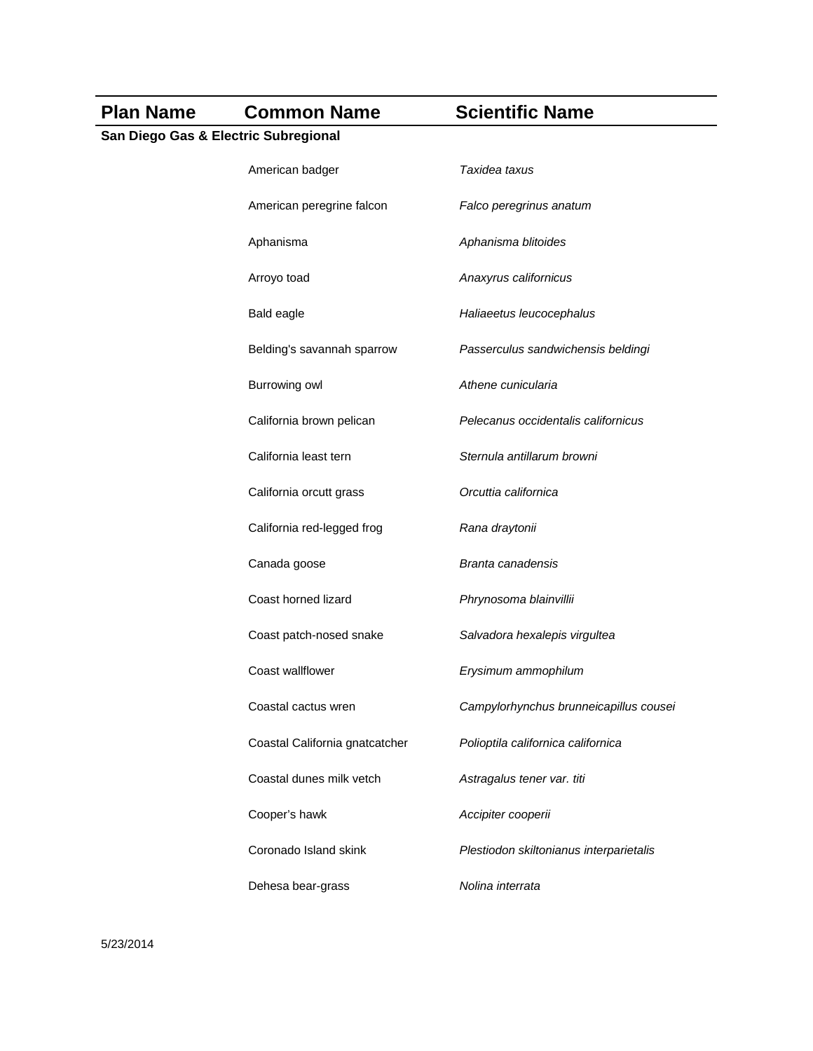| Plan Name | Common Name | Scientific Name |
| --- | --- | --- |
| **San Diego Gas & Electric Subregional** | | |
| | American badger | *Taxidea taxus* |
| | American peregrine falcon | *Falco peregrinus anatum* |
| | Aphanisma | *Aphanisma blitoides* |
| | Arroyo toad | *Anaxyrus californicus* |
| | Bald eagle | *Haliaeetus leucocephalus* |
| | Belding's savannah sparrow | *Passerculus sandwichensis beldingi* |
| | Burrowing owl | *Athene cunicularia* |
| | California brown pelican | *Pelecanus occidentalis californicus* |
| | California least tern | *Sternula antillarum browni* |
| | California orcutt grass | *Orcuttia californica* |
| | California red-legged frog | *Rana draytonii* |
| | Canada goose | *Branta canadensis* |
| | Coast horned lizard | *Phrynosoma blainvillii* |
| | Coast patch-nosed snake | *Salvadora hexalepis virgultea* |
| | Coast wallflower | *Erysimum ammophilum* |
| | Coastal cactus wren | *Campylorhynchus brunneicapillus cousei* |
| | Coastal California gnatcatcher | *Polioptila californica californica* |
| | Coastal dunes milk vetch | *Astragalus tener var. titi* |
| | Cooper's hawk | *Accipiter cooperii* |
| | Coronado Island skink | *Plestiodon skiltonianus interparietalis* |
| | Dehesa bear-grass | *Nolina interrata* |

5/23/2014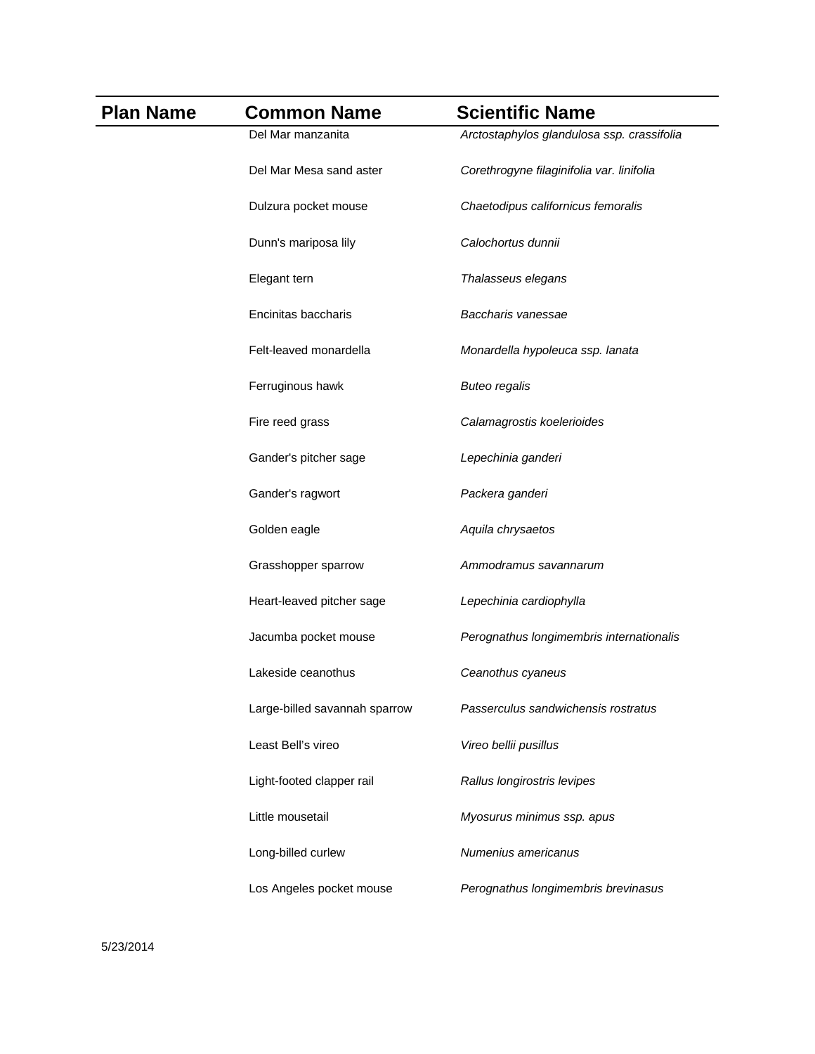| Plan Name | Common Name | Scientific Name |
| --- | --- | --- |
| | Del Mar manzanita | *Arctostaphylos glandulosa ssp. crassifolia* |
| | Del Mar Mesa sand aster | *Corethrogyne filaginifolia var. linifolia* |
| | Dulzura pocket mouse | *Chaetodipus californicus femoralis* |
| | Dunn's mariposa lily | *Calochortus dunnii* |
| | Elegant tern | *Thalasseus elegans* |
| | Encinitas baccharis | *Baccharis vanessae* |
| | Felt-leaved monardella | *Monardella hypoleuca ssp. lanata* |
| | Ferruginous hawk | *Buteo regalis* |
| | Fire reed grass | *Calamagrostis koelerioides* |
| | Gander's pitcher sage | *Lepechinia ganderi* |
| | Gander's ragwort | *Packera ganderi* |
| | Golden eagle | *Aquila chrysaetos* |
| | Grasshopper sparrow | *Ammodramus savannarum* |
| | Heart-leaved pitcher sage | *Lepechinia cardiophylla* |
| | Jacumba pocket mouse | *Perognathus longimembris internationalis* |
| | Lakeside ceanothus | *Ceanothus cyaneus* |
| | Large-billed savannah sparrow | *Passerculus sandwichensis rostratus* |
| | Least Bell's vireo | *Vireo bellii pusillus* |
| | Light-footed clapper rail | *Rallus longirostris levipes* |
| | Little mousetail | *Myosurus minimus ssp. apus* |
| | Long-billed curlew | *Numenius americanus* |
| | Los Angeles pocket mouse | *Perognathus longimembris brevinasus* |

5/23/2014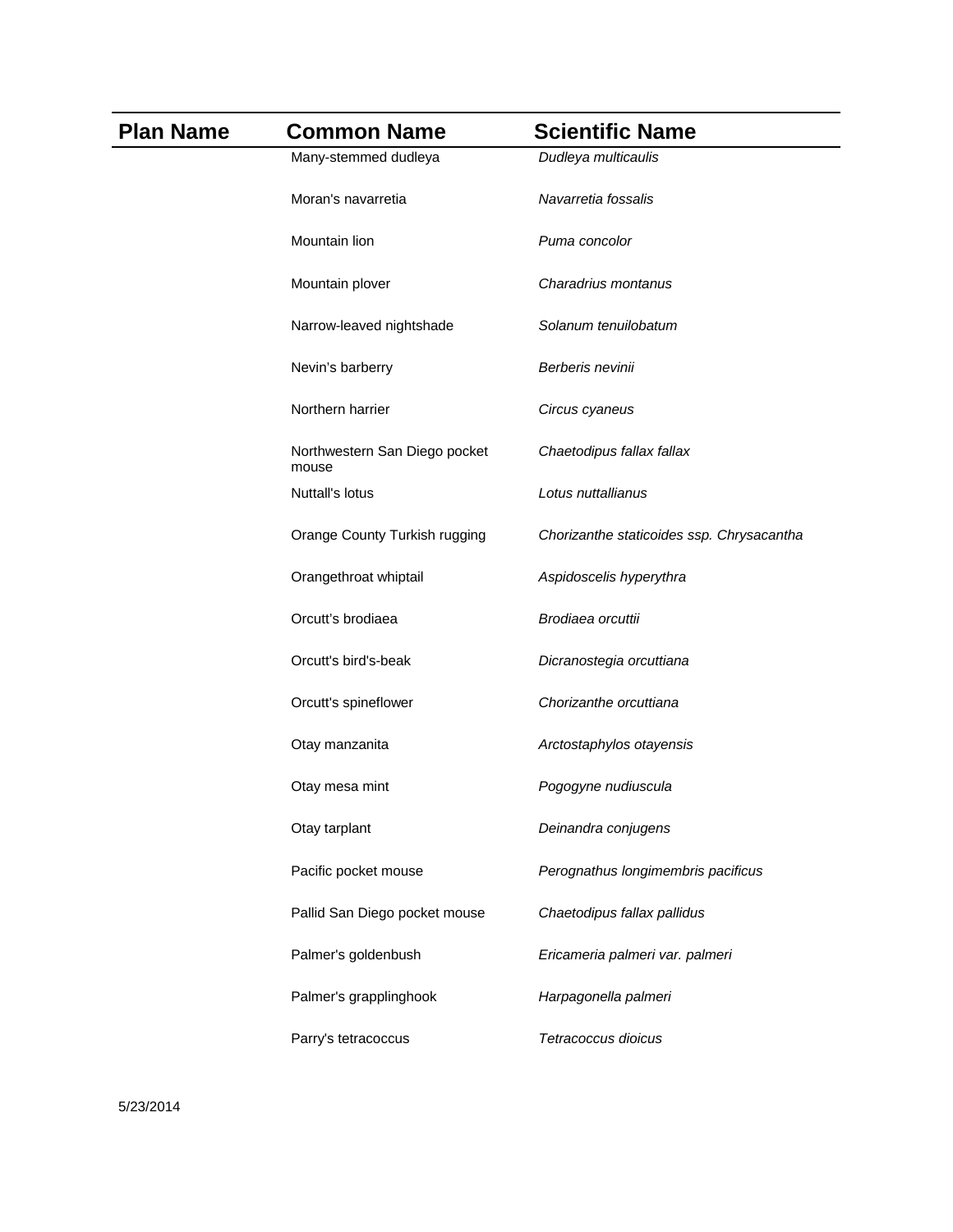| Plan Name | Common Name | Scientific Name |
| --- | --- | --- |
| | Many-stemmed dudleya | *Dudleya multicaulis* |
| | Moran's navarretia | *Navarretia fossalis* |
| | Mountain lion | *Puma concolor* |
| | Mountain plover | *Charadrius montanus* |
| | Narrow-leaved nightshade | *Solanum tenuilobatum* |
| | Nevin's barberry | *Berberis nevinii* |
| | Northern harrier | *Circus cyaneus* |
| | Northwestern San Diego pocket mouse | *Chaetodipus fallax fallax* |
| | Nuttall's lotus | *Lotus nuttallianus* |
| | Orange County Turkish rugging | *Chorizanthe staticoides ssp. Chrysacantha* |
| | Orangethroat whiptail | *Aspidoscelis hyperythra* |
| | Orcutt's brodiaea | *Brodiaea orcuttii* |
| | Orcutt's bird's-beak | *Dicranostegia orcuttiana* |
| | Orcutt's spineflower | *Chorizanthe orcuttiana* |
| | Otay manzanita | *Arctostaphylos otayensis* |
| | Otay mesa mint | *Pogogyne nudiuscula* |
| | Otay tarplant | *Deinandra conjugens* |
| | Pacific pocket mouse | *Perognathus longimembris pacificus* |
| | Pallid San Diego pocket mouse | *Chaetodipus fallax pallidus* |
| | Palmer's goldenbush | *Ericameria palmeri var. palmeri* |
| | Palmer's grapplinghook | *Harpagonella palmeri* |
| | Parry's tetracoccus | *Tetracoccus dioicus* |

5/23/2014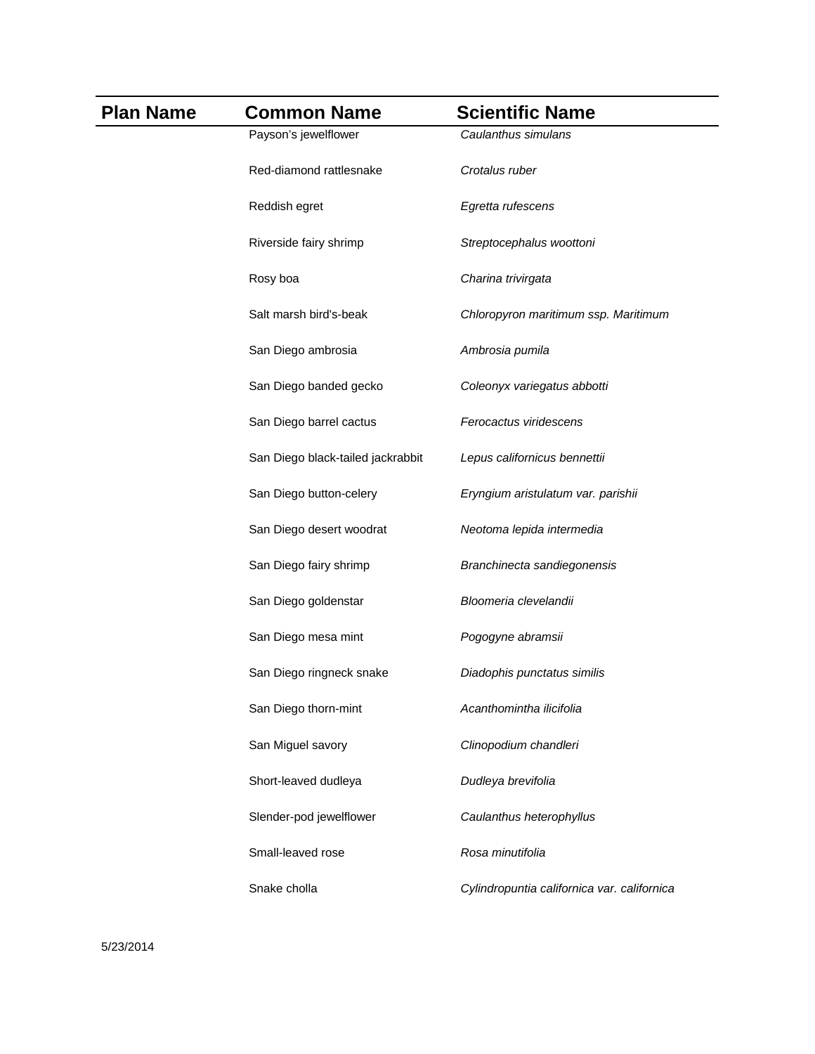| Plan Name | Common Name | Scientific Name |
|---|---|---|
| | Payson’s jewelflower | *Caulanthus simulans* |
| | Red-diamond rattlesnake | *Crotalus ruber* |
| | Reddish egret | *Egretta rufescens* |
| | Riverside fairy shrimp | *Streptocephalus woottoni* |
| | Rosy boa | *Charina trivirgata* |
| | Salt marsh bird's-beak | *Chloropyron maritimum ssp. Maritimum* |
| | San Diego ambrosia | *Ambrosia pumila* |
| | San Diego banded gecko | *Coleonyx variegatus abbotti* |
| | San Diego barrel cactus | *Ferocactus viridescens* |
| | San Diego black-tailed jackrabbit | *Lepus californicus bennettii* |
| | San Diego button-celery | *Eryngium aristulatum var. parishii* |
| | San Diego desert woodrat | *Neotoma lepida intermedia* |
| | San Diego fairy shrimp | *Branchinecta sandiegonensis* |
| | San Diego goldenstar | *Bloomeria clevelandii* |
| | San Diego mesa mint | *Pogogyne abramsii* |
| | San Diego ringneck snake | *Diadophis punctatus similis* |
| | San Diego thorn-mint | *Acanthomintha ilicifolia* |
| | San Miguel savory | *Clinopodium chandleri* |
| | Short-leaved dudleya | *Dudleya brevifolia* |
| | Slender-pod jewelflower | *Caulanthus heterophyllus* |
| | Small-leaved rose | *Rosa minutifolia* |
| | Snake cholla | *Cylindropuntia californica var. californica* |

5/23/2014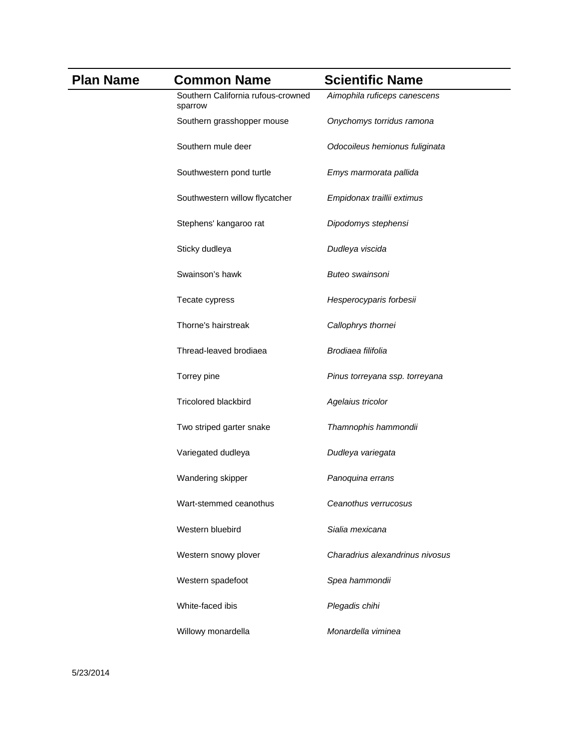| Plan Name | Common Name | Scientific Name |
|---|---|---|
| | Southern California rufous-crowned sparrow | *Aimophila ruficeps canescens* |
| | Southern grasshopper mouse | *Onychomys torridus ramona* |
| | Southern mule deer | *Odocoileus hemionus fuliginata* |
| | Southwestern pond turtle | *Emys marmorata pallida* |
| | Southwestern willow flycatcher | *Empidonax traillii extimus* |
| | Stephens' kangaroo rat | *Dipodomys stephensi* |
| | Sticky dudleya | *Dudleya viscida* |
| | Swainson's hawk | *Buteo swainsoni* |
| | Tecate cypress | *Hesperocyparis forbesii* |
| | Thorne's hairstreak | *Callophrys thornei* |
| | Thread-leaved brodiaea | *Brodiaea filifolia* |
| | Torrey pine | *Pinus torreyana ssp. torreyana* |
| | Tricolored blackbird | *Agelaius tricolor* |
| | Two striped garter snake | *Thamnophis hammondii* |
| | Variegated dudleya | *Dudleya variegata* |
| | Wandering skipper | *Panoquina errans* |
| | Wart-stemmed ceanothus | *Ceanothus verrucosus* |
| | Western bluebird | *Sialia mexicana* |
| | Western snowy plover | *Charadrius alexandrinus nivosus* |
| | Western spadefoot | *Spea hammondii* |
| | White-faced ibis | *Plegadis chihi* |
| | Willowy monardella | *Monardella viminea* |

5/23/2014